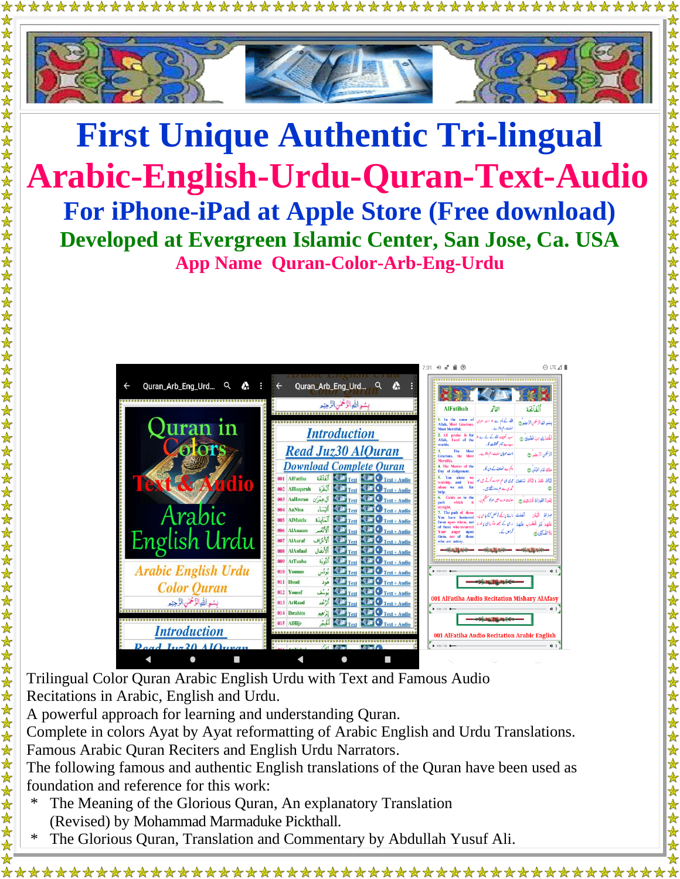# First Unique Authentic Tri-lingual

# Arabic-English-Urdu-Quran-Text-Audio

## For iPhone-iPad at Apple Store (Free download)

### Developed at Evergreen Islamic Center, San Jose, Ca. USA

**App Name Quran-Color-Arb-Eng-Urdu**

Trilingual Color Quran Arabic English Urdu with Text and Famous Audio Recitations in Arabic, English and Urdu.
A powerful approach for learning and understanding Quran.
Complete in colors Ayat by Ayat reformatting of Arabic English and Urdu Translations.
Famous Arabic Quran Reciters and English Urdu Narrators.
The following famous and authentic English translations of the Quran have been used as foundation and reference for this work:

* The Meaning of the Glorious Quran, An explanatory Translation (Revised) by Mohammad Marmaduke Pickthall.
* The Glorious Quran, Translation and Commentary by Abdullah Yusuf Ali.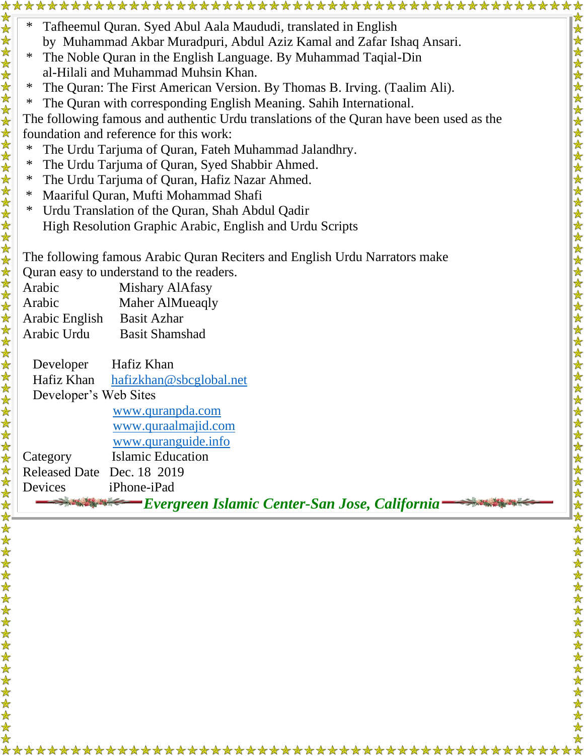* Tafheemul Quran. Syed Abul Aala Maududi, translated in English by Muhammad Akbar Muradpuri, Abdul Aziz Kamal and Zafar Ishaq Ansari.
* The Noble Quran in the English Language. By Muhammad Taqial-Din al-Hilali and Muhammad Muhsin Khan.
* The Quran: The First American Version. By Thomas B. Irving. (Taalim Ali).
* The Quran with corresponding English Meaning. Sahih International.

The following famous and authentic Urdu translations of the Quran have been used as the foundation and reference for this work:

* The Urdu Tarjuma of Quran, Fateh Muhammad Jalandhry.
* The Urdu Tarjuma of Quran, Syed Shabbir Ahmed.
* The Urdu Tarjuma of Quran, Hafiz Nazar Ahmed.
* Maariful Quran, Mufti Mohammad Shafi
* Urdu Translation of the Quran, Shah Abdul Qadir
  High Resolution Graphic Arabic, English and Urdu Scripts

The following famous Arabic Quran Reciters and English Urdu Narrators make Quran easy to understand to the readers.

| | |
|---|---|
| Arabic | Mishary AlAfasy |
| Arabic | Maher AlMueaqly |
| Arabic English | Basit Azhar |
| Arabic Urdu | Basit Shamshad |

Developer Hafiz Khan
Hafiz Khan hafizkhan@sbcglobal.net
Developer's Web Sites
www.quranpda.com
www.quraalmajid.com
www.quranguide.info

| | |
|---|---|
| Category | Islamic Education |
| Released Date | Dec. 18 2019 |
| Devices | iPhone-iPad |

***Evergreen Islamic Center-San Jose, California***